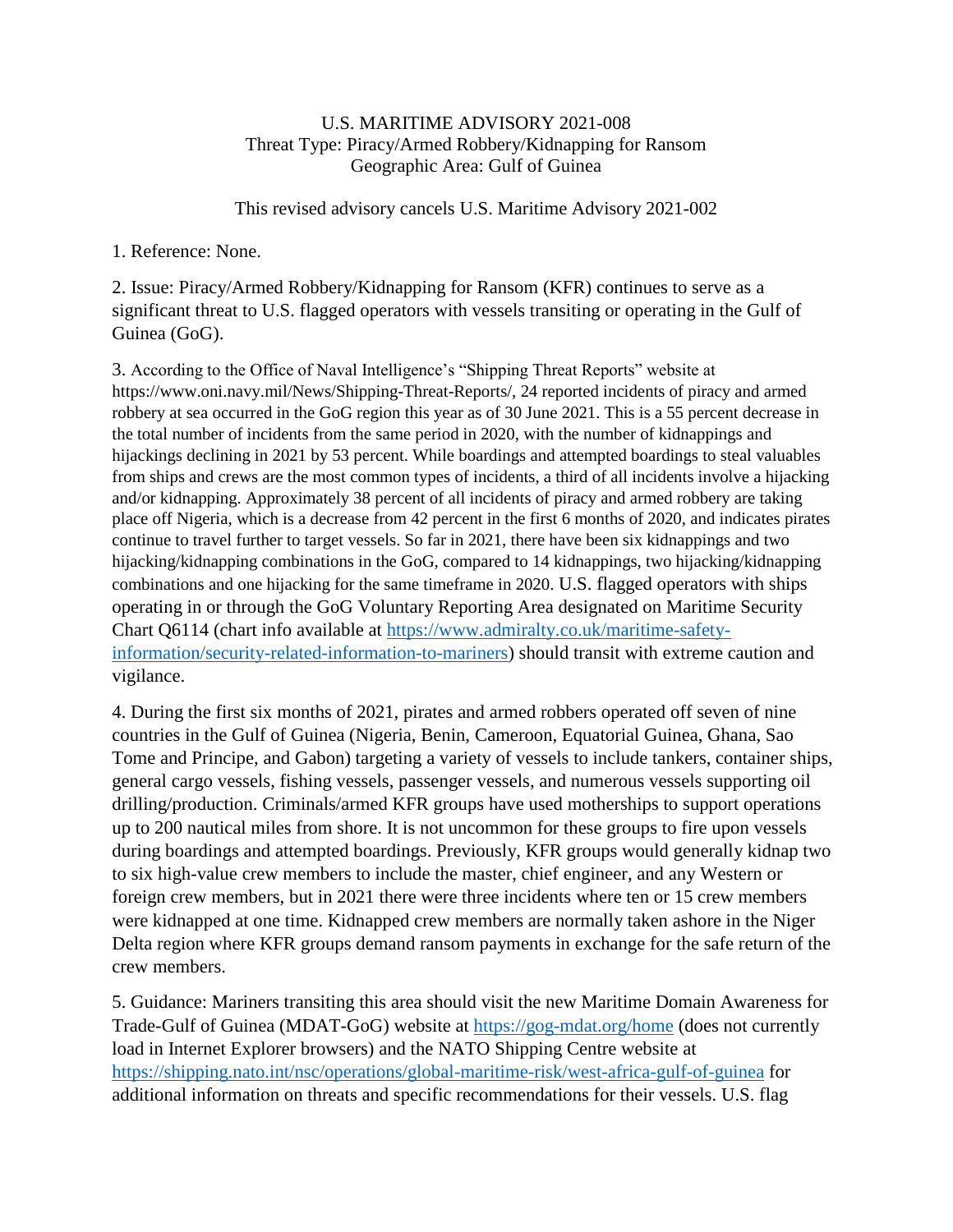U.S. MARITIME ADVISORY 2021-008
Threat Type: Piracy/Armed Robbery/Kidnapping for Ransom
Geographic Area: Gulf of Guinea

This revised advisory cancels U.S. Maritime Advisory 2021-002

1. Reference: None.

2. Issue: Piracy/Armed Robbery/Kidnapping for Ransom (KFR) continues to serve as a significant threat to U.S. flagged operators with vessels transiting or operating in the Gulf of Guinea (GoG).

3. According to the Office of Naval Intelligence's "Shipping Threat Reports" website at https://www.oni.navy.mil/News/Shipping-Threat-Reports/, 24 reported incidents of piracy and armed robbery at sea occurred in the GoG region this year as of 30 June 2021. This is a 55 percent decrease in the total number of incidents from the same period in 2020, with the number of kidnappings and hijackings declining in 2021 by 53 percent. While boardings and attempted boardings to steal valuables from ships and crews are the most common types of incidents, a third of all incidents involve a hijacking and/or kidnapping. Approximately 38 percent of all incidents of piracy and armed robbery are taking place off Nigeria, which is a decrease from 42 percent in the first 6 months of 2020, and indicates pirates continue to travel further to target vessels. So far in 2021, there have been six kidnappings and two hijacking/kidnapping combinations in the GoG, compared to 14 kidnappings, two hijacking/kidnapping combinations and one hijacking for the same timeframe in 2020. U.S. flagged operators with ships operating in or through the GoG Voluntary Reporting Area designated on Maritime Security Chart Q6114 (chart info available at https://www.admiralty.co.uk/maritime-safety-information/security-related-information-to-mariners) should transit with extreme caution and vigilance.

4. During the first six months of 2021, pirates and armed robbers operated off seven of nine countries in the Gulf of Guinea (Nigeria, Benin, Cameroon, Equatorial Guinea, Ghana, Sao Tome and Principe, and Gabon) targeting a variety of vessels to include tankers, container ships, general cargo vessels, fishing vessels, passenger vessels, and numerous vessels supporting oil drilling/production. Criminals/armed KFR groups have used motherships to support operations up to 200 nautical miles from shore. It is not uncommon for these groups to fire upon vessels during boardings and attempted boardings. Previously, KFR groups would generally kidnap two to six high-value crew members to include the master, chief engineer, and any Western or foreign crew members, but in 2021 there were three incidents where ten or 15 crew members were kidnapped at one time. Kidnapped crew members are normally taken ashore in the Niger Delta region where KFR groups demand ransom payments in exchange for the safe return of the crew members.

5. Guidance: Mariners transiting this area should visit the new Maritime Domain Awareness for Trade-Gulf of Guinea (MDAT-GoG) website at https://gog-mdat.org/home (does not currently load in Internet Explorer browsers) and the NATO Shipping Centre website at https://shipping.nato.int/nsc/operations/global-maritime-risk/west-africa-gulf-of-guinea for additional information on threats and specific recommendations for their vessels. U.S. flag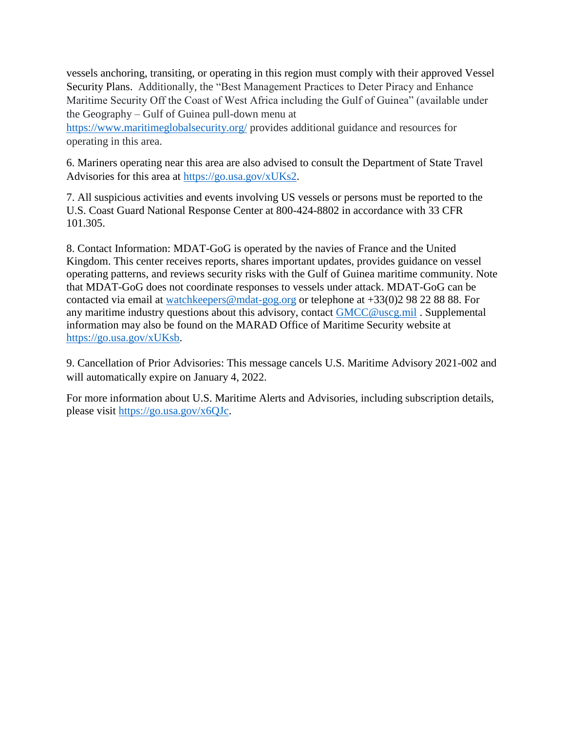vessels anchoring, transiting, or operating in this region must comply with their approved Vessel Security Plans. Additionally, the "Best Management Practices to Deter Piracy and Enhance Maritime Security Off the Coast of West Africa including the Gulf of Guinea" (available under the Geography – Gulf of Guinea pull-down menu at https://www.maritimeglobalsecurity.org/ provides additional guidance and resources for operating in this area.

6. Mariners operating near this area are also advised to consult the Department of State Travel Advisories for this area at https://go.usa.gov/xUKs2.

7. All suspicious activities and events involving US vessels or persons must be reported to the U.S. Coast Guard National Response Center at 800-424-8802 in accordance with 33 CFR 101.305.

8. Contact Information: MDAT-GoG is operated by the navies of France and the United Kingdom. This center receives reports, shares important updates, provides guidance on vessel operating patterns, and reviews security risks with the Gulf of Guinea maritime community. Note that MDAT-GoG does not coordinate responses to vessels under attack. MDAT-GoG can be contacted via email at watchkeepers@mdat-gog.org or telephone at +33(0)2 98 22 88 88. For any maritime industry questions about this advisory, contact GMCC@uscg.mil . Supplemental information may also be found on the MARAD Office of Maritime Security website at https://go.usa.gov/xUKsb.

9. Cancellation of Prior Advisories: This message cancels U.S. Maritime Advisory 2021-002 and will automatically expire on January 4, 2022.

For more information about U.S. Maritime Alerts and Advisories, including subscription details, please visit https://go.usa.gov/x6QJc.